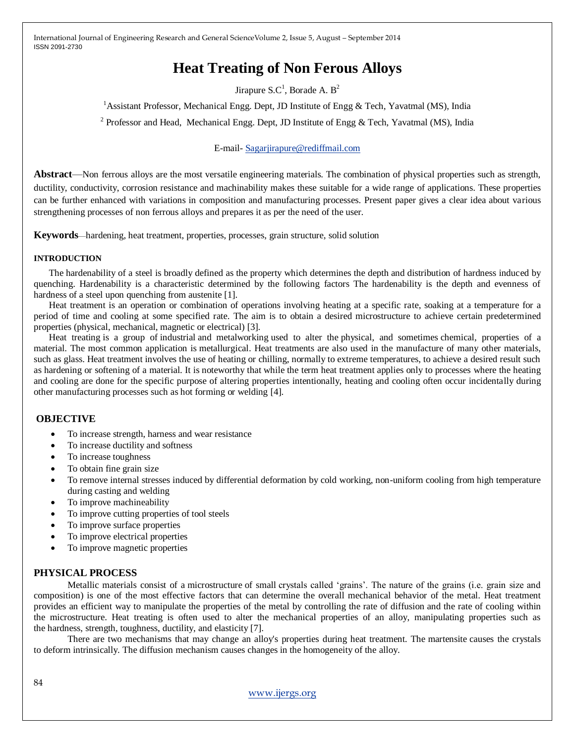# Heat Treating of Non Ferous Alloys

Jirapure S.C[1], Borade A. B[2]

[1]Assistant Professor, Mechanical Engg. Dept, JD Institute of Engg & Tech, Yavatmal (MS), India

[2] Professor and Head, Mechanical Engg. Dept, JD Institute of Engg & Tech, Yavatmal (MS), India

E-mail- Sagarjirapure@rediffmail.com

**Abstract**—Non ferrous alloys are the most versatile engineering materials. The combination of physical properties such as strength, ductility, conductivity, corrosion resistance and machinability makes these suitable for a wide range of applications. These properties can be further enhanced with variations in composition and manufacturing processes. Present paper gives a clear idea about various strengthening processes of non ferrous alloys and prepares it as per the need of the user.

**Keywords**—hardening, heat treatment, properties, processes, grain structure, solid solution

## INTRODUCTION

The hardenability of a steel is broadly defined as the property which determines the depth and distribution of hardness induced by quenching. Hardenability is a characteristic determined by the following factors The hardenability is the depth and evenness of hardness of a steel upon quenching from austenite [1].

Heat treatment is an operation or combination of operations involving heating at a specific rate, soaking at a temperature for a period of time and cooling at some specified rate. The aim is to obtain a desired microstructure to achieve certain predetermined properties (physical, mechanical, magnetic or electrical) [3].

Heat treating is a group of industrial and metalworking used to alter the physical, and sometimes chemical, properties of a material. The most common application is metallurgical. Heat treatments are also used in the manufacture of many other materials, such as glass. Heat treatment involves the use of heating or chilling, normally to extreme temperatures, to achieve a desired result such as hardening or softening of a material. It is noteworthy that while the term heat treatment applies only to processes where the heating and cooling are done for the specific purpose of altering properties intentionally, heating and cooling often occur incidentally during other manufacturing processes such as hot forming or welding [4].

## OBJECTIVE

- To increase strength, harness and wear resistance
- To increase ductility and softness
- To increase toughness
- To obtain fine grain size
- To remove internal stresses induced by differential deformation by cold working, non-uniform cooling from high temperature during casting and welding
- To improve machineability
- To improve cutting properties of tool steels
- To improve surface properties
- To improve electrical properties
- To improve magnetic properties

## PHYSICAL PROCESS

Metallic materials consist of a microstructure of small crystals called 'grains'. The nature of the grains (i.e. grain size and composition) is one of the most effective factors that can determine the overall mechanical behavior of the metal. Heat treatment provides an efficient way to manipulate the properties of the metal by controlling the rate of diffusion and the rate of cooling within the microstructure. Heat treating is often used to alter the mechanical properties of an alloy, manipulating properties such as the hardness, strength, toughness, ductility, and elasticity [7].

There are two mechanisms that may change an alloy's properties during heat treatment. The martensite causes the crystals to deform intrinsically. The diffusion mechanism causes changes in the homogeneity of the alloy.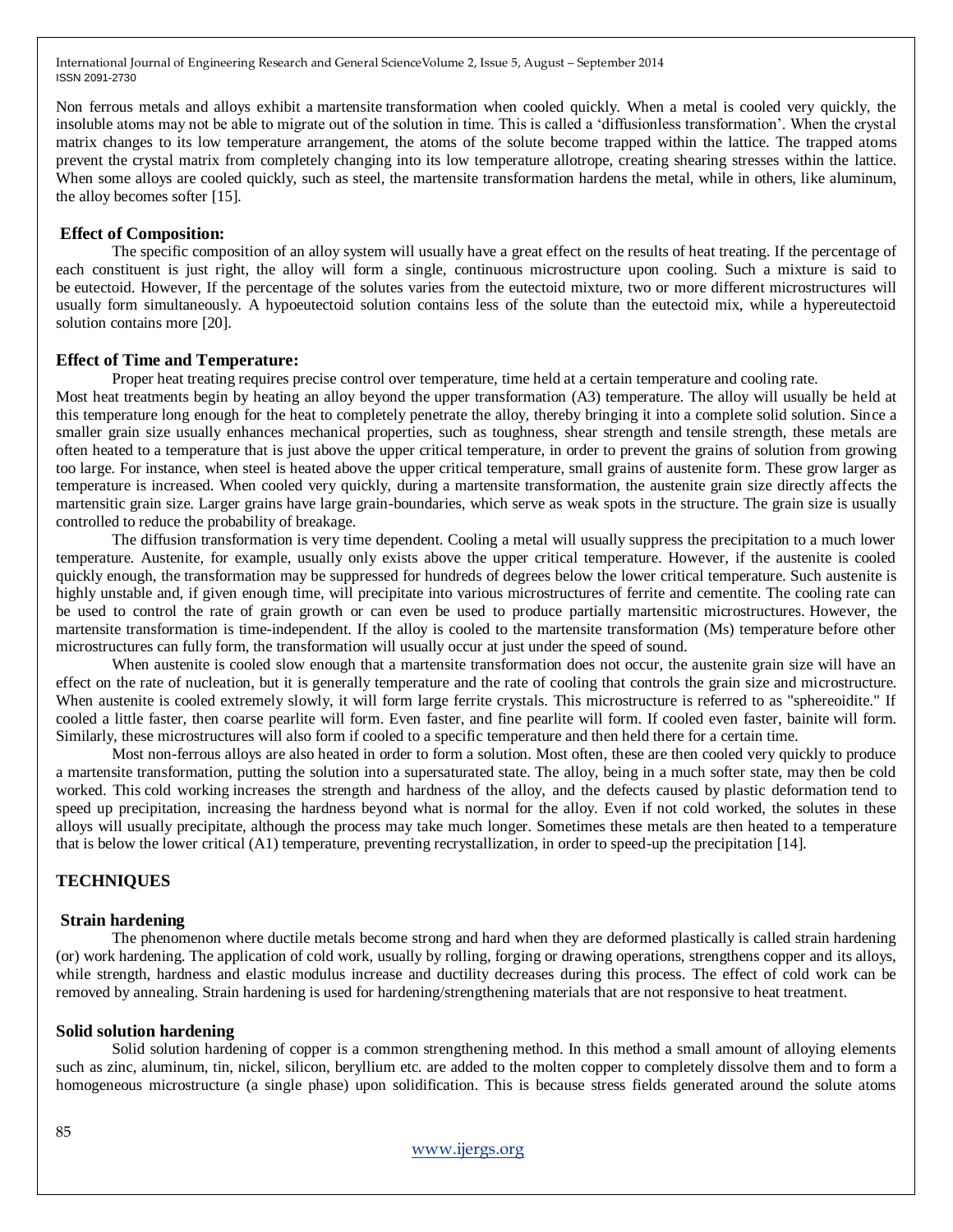Non ferrous metals and alloys exhibit a martensite transformation when cooled quickly. When a metal is cooled very quickly, the insoluble atoms may not be able to migrate out of the solution in time. This is called a 'diffusionless transformation'. When the crystal matrix changes to its low temperature arrangement, the atoms of the solute become trapped within the lattice. The trapped atoms prevent the crystal matrix from completely changing into its low temperature allotrope, creating shearing stresses within the lattice. When some alloys are cooled quickly, such as steel, the martensite transformation hardens the metal, while in others, like aluminum, the alloy becomes softer [15].

### Effect of Composition:

The specific composition of an alloy system will usually have a great effect on the results of heat treating. If the percentage of each constituent is just right, the alloy will form a single, continuous microstructure upon cooling. Such a mixture is said to be eutectoid. However, If the percentage of the solutes varies from the eutectoid mixture, two or more different microstructures will usually form simultaneously. A hypoeutectoid solution contains less of the solute than the eutectoid mix, while a hypereutectoid solution contains more [20].

### Effect of Time and Temperature:

Proper heat treating requires precise control over temperature, time held at a certain temperature and cooling rate.

Most heat treatments begin by heating an alloy beyond the upper transformation (A3) temperature. The alloy will usually be held at this temperature long enough for the heat to completely penetrate the alloy, thereby bringing it into a complete solid solution. Since a smaller grain size usually enhances mechanical properties, such as toughness, shear strength and tensile strength, these metals are often heated to a temperature that is just above the upper critical temperature, in order to prevent the grains of solution from growing too large. For instance, when steel is heated above the upper critical temperature, small grains of austenite form. These grow larger as temperature is increased. When cooled very quickly, during a martensite transformation, the austenite grain size directly affects the martensitic grain size. Larger grains have large grain-boundaries, which serve as weak spots in the structure. The grain size is usually controlled to reduce the probability of breakage.

The diffusion transformation is very time dependent. Cooling a metal will usually suppress the precipitation to a much lower temperature. Austenite, for example, usually only exists above the upper critical temperature. However, if the austenite is cooled quickly enough, the transformation may be suppressed for hundreds of degrees below the lower critical temperature. Such austenite is highly unstable and, if given enough time, will precipitate into various microstructures of ferrite and cementite. The cooling rate can be used to control the rate of grain growth or can even be used to produce partially martensitic microstructures. However, the martensite transformation is time-independent. If the alloy is cooled to the martensite transformation (Ms) temperature before other microstructures can fully form, the transformation will usually occur at just under the speed of sound.

When austenite is cooled slow enough that a martensite transformation does not occur, the austenite grain size will have an effect on the rate of nucleation, but it is generally temperature and the rate of cooling that controls the grain size and microstructure. When austenite is cooled extremely slowly, it will form large ferrite crystals. This microstructure is referred to as "sphereoidite." If cooled a little faster, then coarse pearlite will form. Even faster, and fine pearlite will form. If cooled even faster, bainite will form. Similarly, these microstructures will also form if cooled to a specific temperature and then held there for a certain time.

Most non-ferrous alloys are also heated in order to form a solution. Most often, these are then cooled very quickly to produce a martensite transformation, putting the solution into a supersaturated state. The alloy, being in a much softer state, may then be cold worked. This cold working increases the strength and hardness of the alloy, and the defects caused by plastic deformation tend to speed up precipitation, increasing the hardness beyond what is normal for the alloy. Even if not cold worked, the solutes in these alloys will usually precipitate, although the process may take much longer. Sometimes these metals are then heated to a temperature that is below the lower critical (A1) temperature, preventing recrystallization, in order to speed-up the precipitation [14].

## TECHNIQUES

### Strain hardening

The phenomenon where ductile metals become strong and hard when they are deformed plastically is called strain hardening (or) work hardening. The application of cold work, usually by rolling, forging or drawing operations, strengthens copper and its alloys, while strength, hardness and elastic modulus increase and ductility decreases during this process. The effect of cold work can be removed by annealing. Strain hardening is used for hardening/strengthening materials that are not responsive to heat treatment.

### Solid solution hardening

Solid solution hardening of copper is a common strengthening method. In this method a small amount of alloying elements such as zinc, aluminum, tin, nickel, silicon, beryllium etc. are added to the molten copper to completely dissolve them and to form a homogeneous microstructure (a single phase) upon solidification. This is because stress fields generated around the solute atoms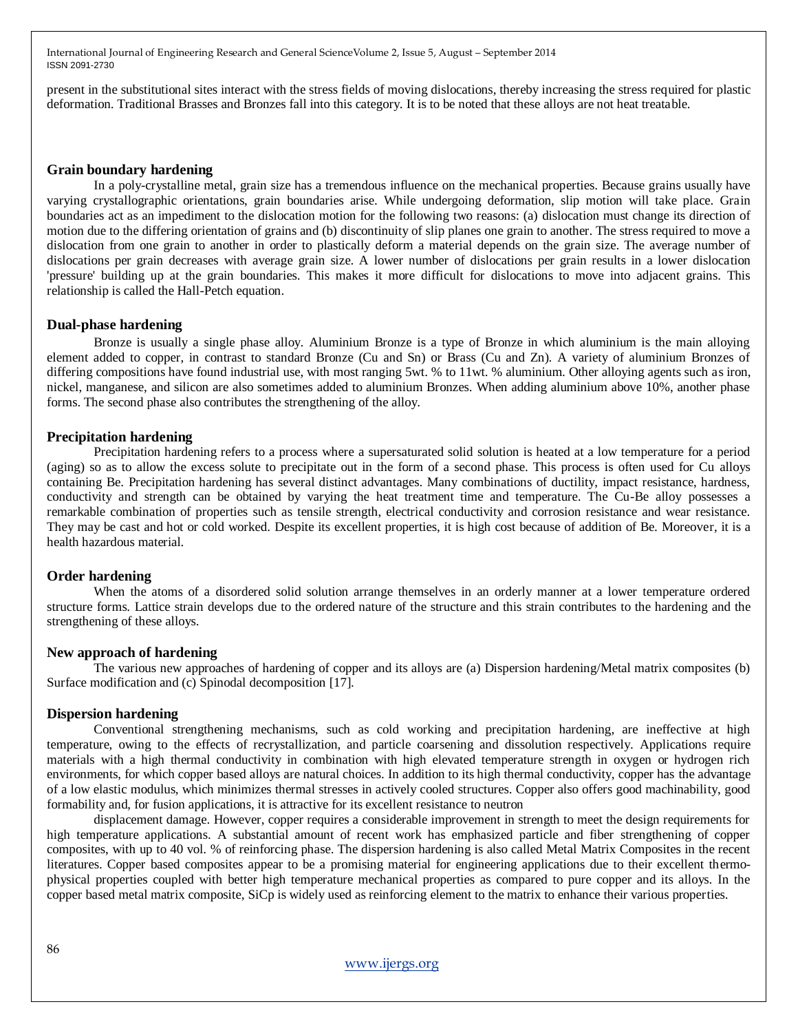present in the substitutional sites interact with the stress fields of moving dislocations, thereby increasing the stress required for plastic deformation. Traditional Brasses and Bronzes fall into this category. It is to be noted that these alloys are not heat treatable.

## Grain boundary hardening

In a poly-crystalline metal, grain size has a tremendous influence on the mechanical properties. Because grains usually have varying crystallographic orientations, grain boundaries arise. While undergoing deformation, slip motion will take place. Grain boundaries act as an impediment to the dislocation motion for the following two reasons: (a) dislocation must change its direction of motion due to the differing orientation of grains and (b) discontinuity of slip planes one grain to another. The stress required to move a dislocation from one grain to another in order to plastically deform a material depends on the grain size. The average number of dislocations per grain decreases with average grain size. A lower number of dislocations per grain results in a lower dislocation 'pressure' building up at the grain boundaries. This makes it more difficult for dislocations to move into adjacent grains. This relationship is called the Hall-Petch equation.

## Dual-phase hardening

Bronze is usually a single phase alloy. Aluminium Bronze is a type of Bronze in which aluminium is the main alloying element added to copper, in contrast to standard Bronze (Cu and Sn) or Brass (Cu and Zn). A variety of aluminium Bronzes of differing compositions have found industrial use, with most ranging 5wt. % to 11wt. % aluminium. Other alloying agents such as iron, nickel, manganese, and silicon are also sometimes added to aluminium Bronzes. When adding aluminium above 10%, another phase forms. The second phase also contributes the strengthening of the alloy.

## Precipitation hardening

Precipitation hardening refers to a process where a supersaturated solid solution is heated at a low temperature for a period (aging) so as to allow the excess solute to precipitate out in the form of a second phase. This process is often used for Cu alloys containing Be. Precipitation hardening has several distinct advantages. Many combinations of ductility, impact resistance, hardness, conductivity and strength can be obtained by varying the heat treatment time and temperature. The Cu-Be alloy possesses a remarkable combination of properties such as tensile strength, electrical conductivity and corrosion resistance and wear resistance. They may be cast and hot or cold worked. Despite its excellent properties, it is high cost because of addition of Be. Moreover, it is a health hazardous material.

## Order hardening

When the atoms of a disordered solid solution arrange themselves in an orderly manner at a lower temperature ordered structure forms. Lattice strain develops due to the ordered nature of the structure and this strain contributes to the hardening and the strengthening of these alloys.

## New approach of hardening

The various new approaches of hardening of copper and its alloys are (a) Dispersion hardening/Metal matrix composites (b) Surface modification and (c) Spinodal decomposition [17].

## Dispersion hardening

Conventional strengthening mechanisms, such as cold working and precipitation hardening, are ineffective at high temperature, owing to the effects of recrystallization, and particle coarsening and dissolution respectively. Applications require materials with a high thermal conductivity in combination with high elevated temperature strength in oxygen or hydrogen rich environments, for which copper based alloys are natural choices. In addition to its high thermal conductivity, copper has the advantage of a low elastic modulus, which minimizes thermal stresses in actively cooled structures. Copper also offers good machinability, good formability and, for fusion applications, it is attractive for its excellent resistance to neutron

displacement damage. However, copper requires a considerable improvement in strength to meet the design requirements for high temperature applications. A substantial amount of recent work has emphasized particle and fiber strengthening of copper composites, with up to 40 vol. % of reinforcing phase. The dispersion hardening is also called Metal Matrix Composites in the recent literatures. Copper based composites appear to be a promising material for engineering applications due to their excellent thermo-physical properties coupled with better high temperature mechanical properties as compared to pure copper and its alloys. In the copper based metal matrix composite, SiCp is widely used as reinforcing element to the matrix to enhance their various properties.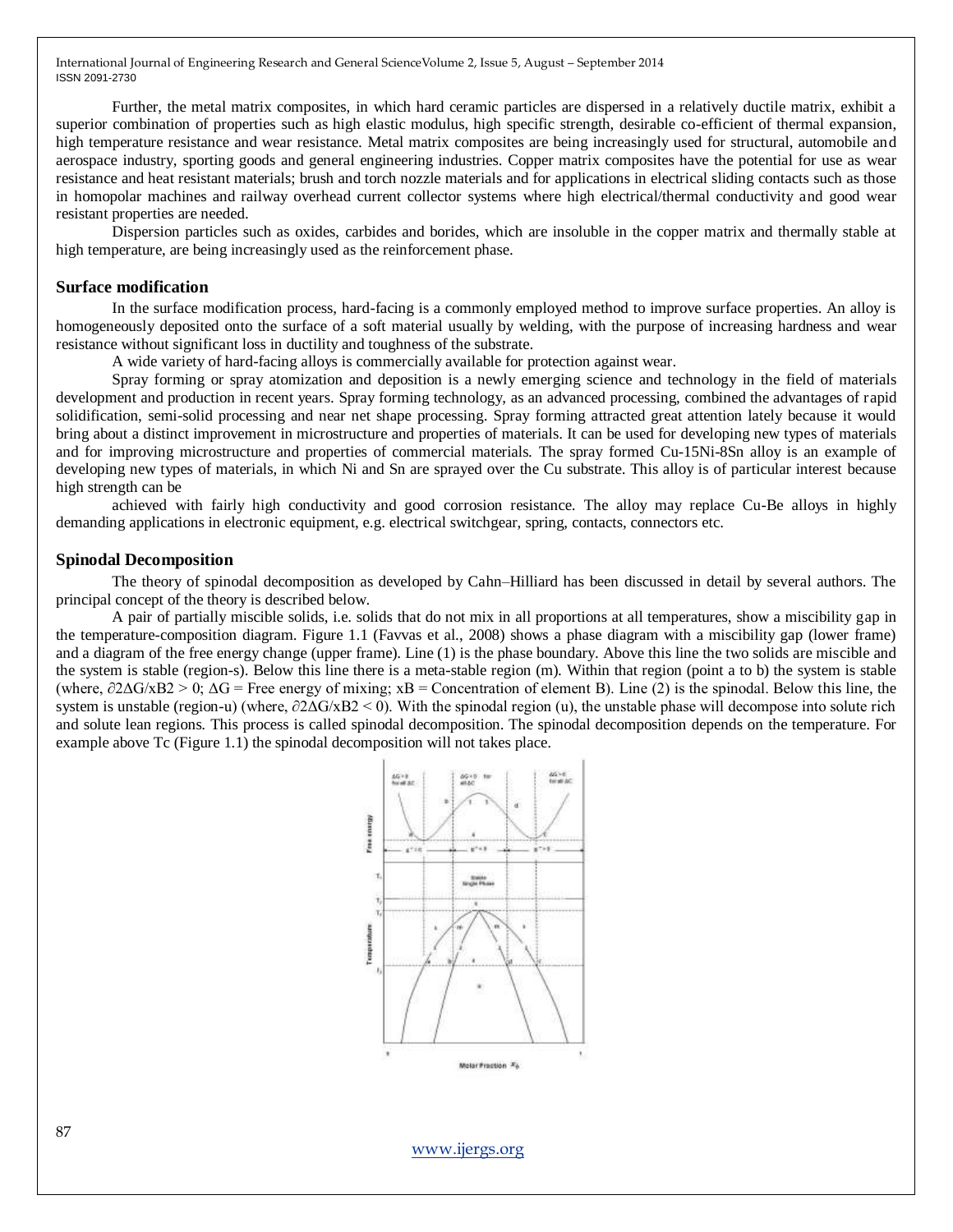Further, the metal matrix composites, in which hard ceramic particles are dispersed in a relatively ductile matrix, exhibit a superior combination of properties such as high elastic modulus, high specific strength, desirable co-efficient of thermal expansion, high temperature resistance and wear resistance. Metal matrix composites are being increasingly used for structural, automobile and aerospace industry, sporting goods and general engineering industries. Copper matrix composites have the potential for use as wear resistance and heat resistant materials; brush and torch nozzle materials and for applications in electrical sliding contacts such as those in homopolar machines and railway overhead current collector systems where high electrical/thermal conductivity and good wear resistant properties are needed.

Dispersion particles such as oxides, carbides and borides, which are insoluble in the copper matrix and thermally stable at high temperature, are being increasingly used as the reinforcement phase.

## Surface modification

In the surface modification process, hard-facing is a commonly employed method to improve surface properties. An alloy is homogeneously deposited onto the surface of a soft material usually by welding, with the purpose of increasing hardness and wear resistance without significant loss in ductility and toughness of the substrate.

A wide variety of hard-facing alloys is commercially available for protection against wear.

Spray forming or spray atomization and deposition is a newly emerging science and technology in the field of materials development and production in recent years. Spray forming technology, as an advanced processing, combined the advantages of rapid solidification, semi-solid processing and near net shape processing. Spray forming attracted great attention lately because it would bring about a distinct improvement in microstructure and properties of materials. It can be used for developing new types of materials and for improving microstructure and properties of commercial materials. The spray formed Cu-15Ni-8Sn alloy is an example of developing new types of materials, in which Ni and Sn are sprayed over the Cu substrate. This alloy is of particular interest because high strength can be

achieved with fairly high conductivity and good corrosion resistance. The alloy may replace Cu-Be alloys in highly demanding applications in electronic equipment, e.g. electrical switchgear, spring, contacts, connectors etc.

## Spinodal Decomposition

The theory of spinodal decomposition as developed by Cahn–Hilliard has been discussed in detail by several authors. The principal concept of the theory is described below.

A pair of partially miscible solids, i.e. solids that do not mix in all proportions at all temperatures, show a miscibility gap in the temperature-composition diagram. Figure 1.1 (Favvas et al., 2008) shows a phase diagram with a miscibility gap (lower frame) and a diagram of the free energy change (upper frame). Line (1) is the phase boundary. Above this line the two solids are miscible and the system is stable (region-s). Below this line there is a meta-stable region (m). Within that region (point a to b) the system is stable (where, $\partial 2\Delta G/xB2 > 0$; $\Delta G$ = Free energy of mixing; xB = Concentration of element B). Line (2) is the spinodal. Below this line, the system is unstable (region-u) (where, $\partial 2\Delta G/xB2 < 0$). With the spinodal region (u), the unstable phase will decompose into solute rich and solute lean regions. This process is called spinodal decomposition. The spinodal decomposition depends on the temperature. For example above Tc (Figure 1.1) the spinodal decomposition will not takes place.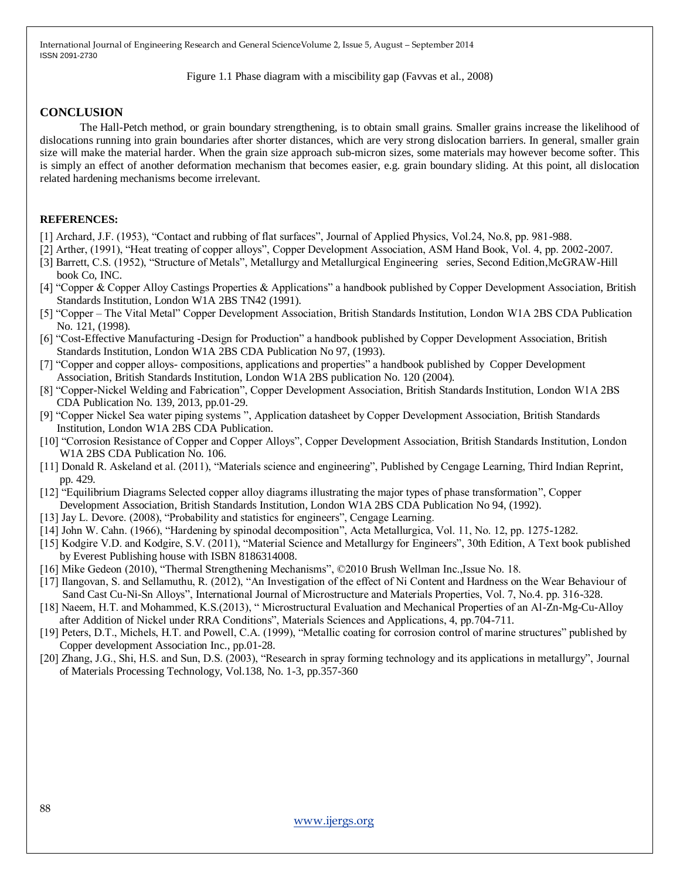Figure 1.1 Phase diagram with a miscibility gap (Favvas et al., 2008)

## CONCLUSION

The Hall-Petch method, or grain boundary strengthening, is to obtain small grains. Smaller grains increase the likelihood of dislocations running into grain boundaries after shorter distances, which are very strong dislocation barriers. In general, smaller grain size will make the material harder. When the grain size approach sub-micron sizes, some materials may however become softer. This is simply an effect of another deformation mechanism that becomes easier, e.g. grain boundary sliding. At this point, all dislocation related hardening mechanisms become irrelevant.

## REFERENCES:

[1] Archard, J.F. (1953), "Contact and rubbing of flat surfaces", Journal of Applied Physics, Vol.24, No.8, pp. 981-988.

[2] Arther, (1991), "Heat treating of copper alloys", Copper Development Association, ASM Hand Book, Vol. 4, pp. 2002-2007.

[3] Barrett, C.S. (1952), "Structure of Metals", Metallurgy and Metallurgical Engineering series, Second Edition,McGRAW-Hill book Co, INC.

[4] "Copper & Copper Alloy Castings Properties & Applications" a handbook published by Copper Development Association, British Standards Institution, London W1A 2BS TN42 (1991).

[5] "Copper – The Vital Metal" Copper Development Association, British Standards Institution, London W1A 2BS CDA Publication No. 121, (1998).

[6] "Cost-Effective Manufacturing -Design for Production" a handbook published by Copper Development Association, British Standards Institution, London W1A 2BS CDA Publication No 97, (1993).

[7] "Copper and copper alloys- compositions, applications and properties" a handbook published by Copper Development Association, British Standards Institution, London W1A 2BS publication No. 120 (2004).

[8] "Copper-Nickel Welding and Fabrication", Copper Development Association, British Standards Institution, London W1A 2BS CDA Publication No. 139, 2013, pp.01-29.

[9] "Copper Nickel Sea water piping systems ", Application datasheet by Copper Development Association, British Standards Institution, London W1A 2BS CDA Publication.

[10] "Corrosion Resistance of Copper and Copper Alloys", Copper Development Association, British Standards Institution, London W1A 2BS CDA Publication No. 106.

[11] Donald R. Askeland et al. (2011), "Materials science and engineering", Published by Cengage Learning, Third Indian Reprint, pp. 429.

[12] "Equilibrium Diagrams Selected copper alloy diagrams illustrating the major types of phase transformation", Copper Development Association, British Standards Institution, London W1A 2BS CDA Publication No 94, (1992).

[13] Jay L. Devore. (2008), "Probability and statistics for engineers", Cengage Learning.

[14] John W. Cahn. (1966), "Hardening by spinodal decomposition", Acta Metallurgica, Vol. 11, No. 12, pp. 1275-1282.

[15] Kodgire V.D. and Kodgire, S.V. (2011), "Material Science and Metallurgy for Engineers", 30th Edition, A Text book published by Everest Publishing house with ISBN 8186314008.

[16] Mike Gedeon (2010), "Thermal Strengthening Mechanisms", ©2010 Brush Wellman Inc.,Issue No. 18.

[17] Ilangovan, S. and Sellamuthu, R. (2012), "An Investigation of the effect of Ni Content and Hardness on the Wear Behaviour of Sand Cast Cu-Ni-Sn Alloys", International Journal of Microstructure and Materials Properties, Vol. 7, No.4. pp. 316-328.

[18] Naeem, H.T. and Mohammed, K.S.(2013), " Microstructural Evaluation and Mechanical Properties of an Al-Zn-Mg-Cu-Alloy after Addition of Nickel under RRA Conditions", Materials Sciences and Applications, 4, pp.704-711.

[19] Peters, D.T., Michels, H.T. and Powell, C.A. (1999), "Metallic coating for corrosion control of marine structures" published by Copper development Association Inc., pp.01-28.

[20] Zhang, J.G., Shi, H.S. and Sun, D.S. (2003), "Research in spray forming technology and its applications in metallurgy", Journal of Materials Processing Technology, Vol.138, No. 1-3, pp.357-360